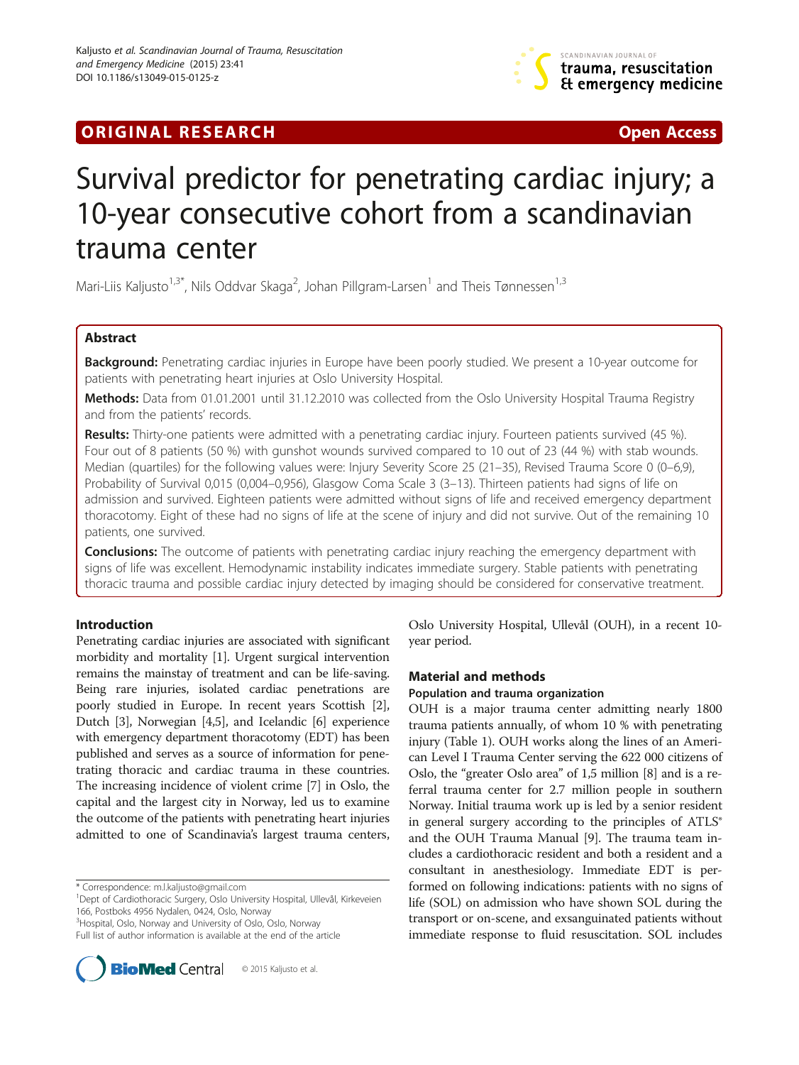ORIGINAL RESEARCH Open Access

# Survival predictor for penetrating cardiac injury; a 10-year consecutive cohort from a scandinavian trauma center

Mari-Liis Kaljusto[1,3*], Nils Oddvar Skaga[2], Johan Pillgram-Larsen[1] and Theis Tønnessen[1,3]

## Abstract

**Background:** Penetrating cardiac injuries in Europe have been poorly studied. We present a 10-year outcome for patients with penetrating heart injuries at Oslo University Hospital.

**Methods:** Data from 01.01.2001 until 31.12.2010 was collected from the Oslo University Hospital Trauma Registry and from the patients' records.

**Results:** Thirty-one patients were admitted with a penetrating cardiac injury. Fourteen patients survived (45 %). Four out of 8 patients (50 %) with gunshot wounds survived compared to 10 out of 23 (44 %) with stab wounds. Median (quartiles) for the following values were: Injury Severity Score 25 (21–35), Revised Trauma Score 0 (0–6,9), Probability of Survival 0,015 (0,004–0,956), Glasgow Coma Scale 3 (3–13). Thirteen patients had signs of life on admission and survived. Eighteen patients were admitted without signs of life and received emergency department thoracotomy. Eight of these had no signs of life at the scene of injury and did not survive. Out of the remaining 10 patients, one survived.

**Conclusions:** The outcome of patients with penetrating cardiac injury reaching the emergency department with signs of life was excellent. Hemodynamic instability indicates immediate surgery. Stable patients with penetrating thoracic trauma and possible cardiac injury detected by imaging should be considered for conservative treatment.

## Introduction

Penetrating cardiac injuries are associated with significant morbidity and mortality [1]. Urgent surgical intervention remains the mainstay of treatment and can be life-saving. Being rare injuries, isolated cardiac penetrations are poorly studied in Europe. In recent years Scottish [2], Dutch [3], Norwegian [4,5], and Icelandic [6] experience with emergency department thoracotomy (EDT) has been published and serves as a source of information for penetrating thoracic and cardiac trauma in these countries. The increasing incidence of violent crime [7] in Oslo, the capital and the largest city in Norway, led us to examine the outcome of the patients with penetrating heart injuries admitted to one of Scandinavia's largest trauma centers, Oslo University Hospital, Ullevål (OUH), in a recent 10-year period.

## Material and methods

### Population and trauma organization

OUH is a major trauma center admitting nearly 1800 trauma patients annually, of whom 10 % with penetrating injury (Table 1). OUH works along the lines of an American Level I Trauma Center serving the 622 000 citizens of Oslo, the "greater Oslo area" of 1,5 million [8] and is a referral trauma center for 2.7 million people in southern Norway. Initial trauma work up is led by a senior resident in general surgery according to the principles of ATLS® and the OUH Trauma Manual [9]. The trauma team includes a cardiothoracic resident and both a resident and a consultant in anesthesiology. Immediate EDT is performed on following indications: patients with no signs of life (SOL) on admission who have shown SOL during the transport or on-scene, and exsanguinated patients without immediate response to fluid resuscitation. SOL includes

\* Correspondence: m.l.kaljusto@gmail.com
[1]Dept of Cardiothoracic Surgery, Oslo University Hospital, Ullevål, Kirkeveien 166, Postboks 4956 Nydalen, 0424, Oslo, Norway
[3]Hospital, Oslo, Norway and University of Oslo, Oslo, Norway
Full list of author information is available at the end of the article

© 2015 Kaljusto et al.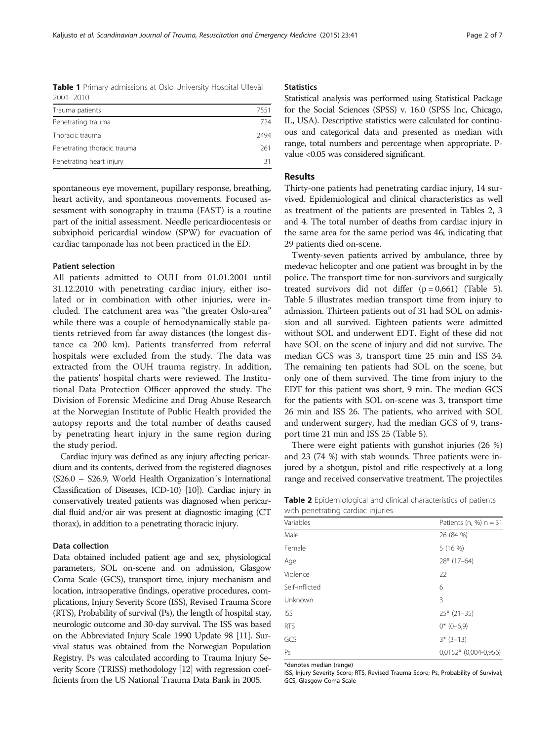**Table 1** Primary admissions at Oslo University Hospital Ullevål 2001–2010

| | |
|---|---|
| Trauma patients | 7551 |
| Penetrating trauma | 724 |
| Thoracic trauma | 2494 |
| Penetrating thoracic trauma | 261 |
| Penetrating heart injury | 31 |

spontaneous eye movement, pupillary response, breathing, heart activity, and spontaneous movements. Focused assessment with sonography in trauma (FAST) is a routine part of the initial assessment. Needle pericardiocentesis or subxiphoid pericardial window (SPW) for evacuation of cardiac tamponade has not been practiced in the ED.

### Patient selection

All patients admitted to OUH from 01.01.2001 until 31.12.2010 with penetrating cardiac injury, either isolated or in combination with other injuries, were included. The catchment area was "the greater Oslo-area" while there was a couple of hemodynamically stable patients retrieved from far away distances (the longest distance ca 200 km). Patients transferred from referral hospitals were excluded from the study. The data was extracted from the OUH trauma registry. In addition, the patients' hospital charts were reviewed. The Institutional Data Protection Officer approved the study. The Division of Forensic Medicine and Drug Abuse Research at the Norwegian Institute of Public Health provided the autopsy reports and the total number of deaths caused by penetrating heart injury in the same region during the study period.

Cardiac injury was defined as any injury affecting pericardium and its contents, derived from the registered diagnoses (S26.0 – S26.9, World Health Organization´s International Classification of Diseases, ICD-10) [10]). Cardiac injury in conservatively treated patients was diagnosed when pericardial fluid and/or air was present at diagnostic imaging (CT thorax), in addition to a penetrating thoracic injury.

### Data collection

Data obtained included patient age and sex, physiological parameters, SOL on-scene and on admission, Glasgow Coma Scale (GCS), transport time, injury mechanism and location, intraoperative findings, operative procedures, complications, Injury Severity Score (ISS), Revised Trauma Score (RTS), Probability of survival (Ps), the length of hospital stay, neurologic outcome and 30-day survival. The ISS was based on the Abbreviated Injury Scale 1990 Update 98 [11]. Survival status was obtained from the Norwegian Population Registry. Ps was calculated according to Trauma Injury Severity Score (TRISS) methodology [12] with regression coefficients from the US National Trauma Data Bank in 2005.

### Statistics

Statistical analysis was performed using Statistical Package for the Social Sciences (SPSS) v. 16.0 (SPSS Inc, Chicago, IL, USA). Descriptive statistics were calculated for continuous and categorical data and presented as median with range, total numbers and percentage when appropriate. P-value <0.05 was considered significant.

## Results

Thirty-one patients had penetrating cardiac injury, 14 survived. Epidemiological and clinical characteristics as well as treatment of the patients are presented in Tables 2, 3 and 4. The total number of deaths from cardiac injury in the same area for the same period was 46, indicating that 29 patients died on-scene.

Twenty-seven patients arrived by ambulance, three by medevac helicopter and one patient was brought in by the police. The transport time for non-survivors and surgically treated survivors did not differ ($p = 0,661$) (Table 5). Table 5 illustrates median transport time from injury to admission. Thirteen patients out of 31 had SOL on admission and all survived. Eighteen patients were admitted without SOL and underwent EDT. Eight of these did not have SOL on the scene of injury and did not survive. The median GCS was 3, transport time 25 min and ISS 34. The remaining ten patients had SOL on the scene, but only one of them survived. The time from injury to the EDT for this patient was short, 9 min. The median GCS for the patients with SOL on-scene was 3, transport time 26 min and ISS 26. The patients, who arrived with SOL and underwent surgery, had the median GCS of 9, transport time 21 min and ISS 25 (Table 5).

There were eight patients with gunshot injuries (26 %) and 23 (74 %) with stab wounds. Three patients were injured by a shotgun, pistol and rifle respectively at a long range and received conservative treatment. The projectiles

**Table 2** Epidemiological and clinical characteristics of patients with penetrating cardiac injuries

| Variables | Patients (n, %) n = 31 |
|---|---|
| Male | 26 (84 %) |
| Female | 5 (16 %) |
| Age | 28* (17–64) |
| Violence | 22 |
| Self-inflicted | 6 |
| Unknown | 3 |
| ISS | 25* (21–35) |
| RTS | 0* (0–6,9) |
| GCS | 3* (3–13) |
| Ps | 0,0152* (0,004-0,956) |

*denotes median (range)

ISS, Injury Severity Score; RTS, Revised Trauma Score; Ps, Probability of Survival; GCS, Glasgow Coma Scale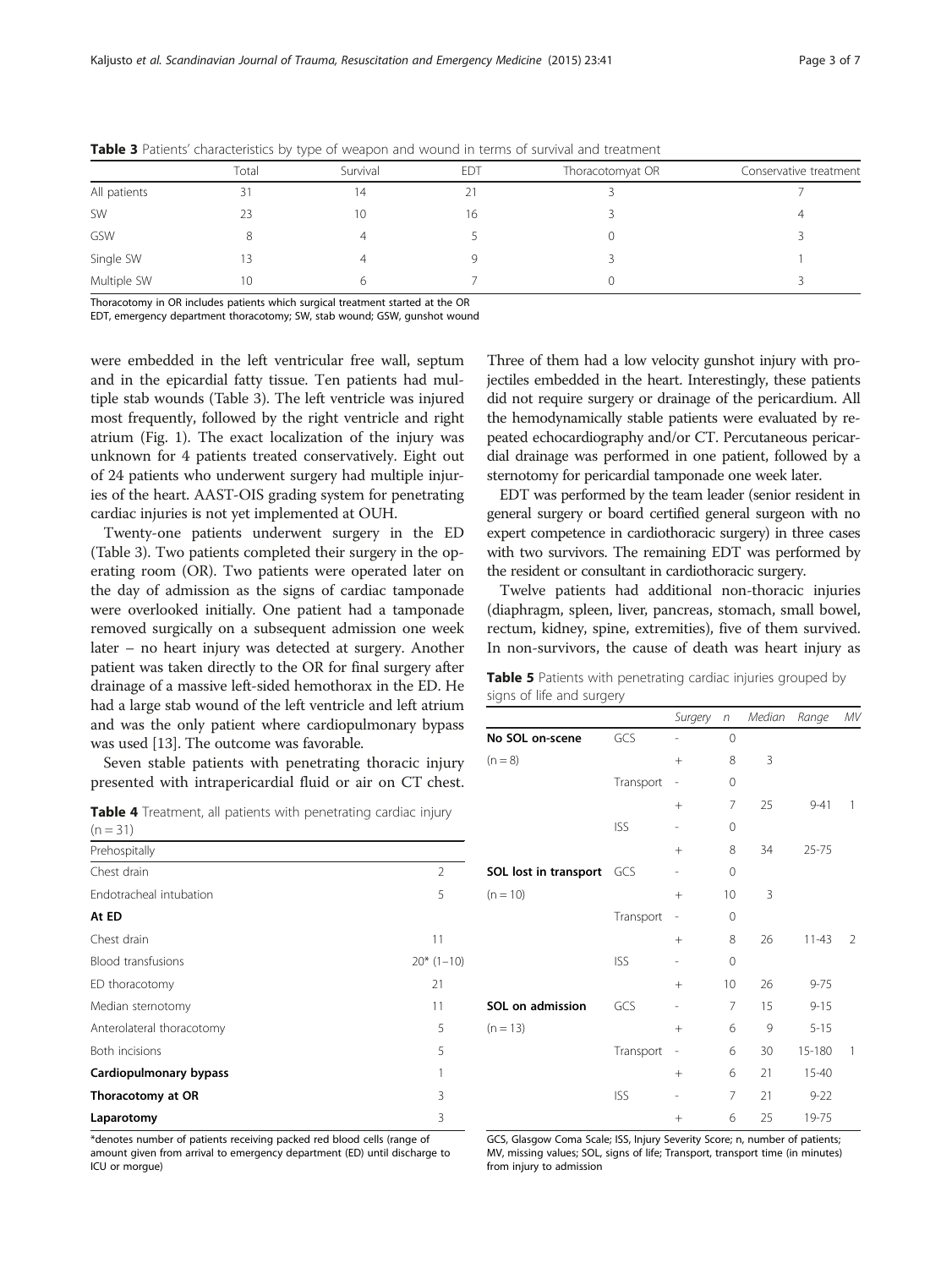**Table 3** Patients' characteristics by type of weapon and wound in terms of survival and treatment

| | Total | Survival | EDT | Thoracotomyat OR | Conservative treatment |
|---|---|---|---|---|---|
| All patients | 31 | 14 | 21 | 3 | 7 |
| SW | 23 | 10 | 16 | 3 | 4 |
| GSW | 8 | 4 | 5 | 0 | 3 |
| Single SW | 13 | 4 | 9 | 3 | 1 |
| Multiple SW | 10 | 6 | 7 | 0 | 3 |

Thoracotomy in OR includes patients which surgical treatment started at the OR
EDT, emergency department thoracotomy; SW, stab wound; GSW, gunshot wound

were embedded in the left ventricular free wall, septum and in the epicardial fatty tissue. Ten patients had multiple stab wounds (Table 3). The left ventricle was injured most frequently, followed by the right ventricle and right atrium (Fig. 1). The exact localization of the injury was unknown for 4 patients treated conservatively. Eight out of 24 patients who underwent surgery had multiple injuries of the heart. AAST-OIS grading system for penetrating cardiac injuries is not yet implemented at OUH.

Twenty-one patients underwent surgery in the ED (Table 3). Two patients completed their surgery in the operating room (OR). Two patients were operated later on the day of admission as the signs of cardiac tamponade were overlooked initially. One patient had a tamponade removed surgically on a subsequent admission one week later – no heart injury was detected at surgery. Another patient was taken directly to the OR for final surgery after drainage of a massive left-sided hemothorax in the ED. He had a large stab wound of the left ventricle and left atrium and was the only patient where cardiopulmonary bypass was used [13]. The outcome was favorable.

Seven stable patients with penetrating thoracic injury presented with intrapericardial fluid or air on CT chest. Three of them had a low velocity gunshot injury with projectiles embedded in the heart. Interestingly, these patients did not require surgery or drainage of the pericardium. All the hemodynamically stable patients were evaluated by repeated echocardiography and/or CT. Percutaneous pericardial drainage was performed in one patient, followed by a sternotomy for pericardial tamponade one week later.

EDT was performed by the team leader (senior resident in general surgery or board certified general surgeon with no expert competence in cardiothoracic surgery) in three cases with two survivors. The remaining EDT was performed by the resident or consultant in cardiothoracic surgery.

Twelve patients had additional non-thoracic injuries (diaphragm, spleen, liver, pancreas, stomach, small bowel, rectum, kidney, spine, extremities), five of them survived. In non-survivors, the cause of death was heart injury as

**Table 4** Treatment, all patients with penetrating cardiac injury (n = 31)

| Prehospitally | |
|---|---|
| Chest drain | 2 |
| Endotracheal intubation | 5 |
| **At ED** | |
| Chest drain | 11 |
| Blood transfusions | 20* (1–10) |
| ED thoracotomy | 21 |
| Median sternotomy | 11 |
| Anterolateral thoracotomy | 5 |
| Both incisions | 5 |
| **Cardiopulmonary bypass** | 1 |
| **Thoracotomy at OR** | 3 |
| **Laparotomy** | 3 |

*denotes number of patients receiving packed red blood cells (range of amount given from arrival to emergency department (ED) until discharge to ICU or morgue)

**Table 5** Patients with penetrating cardiac injuries grouped by signs of life and surgery

| | | Surgery | n | Median | Range | MV |
|---|---|---|---|---|---|---|
| **No SOL on-scene** | GCS | - | 0 | | | |
| (n = 8) | | + | 8 | 3 | | |
| | Transport | - | 0 | | | |
| | | + | 7 | 25 | 9-41 | 1 |
| | ISS | - | 0 | | | |
| | | + | 8 | 34 | 25-75 | |
| **SOL lost in transport** | GCS | - | 0 | | | |
| (n = 10) | | + | 10 | 3 | | |
| | Transport | - | 0 | | | |
| | | + | 8 | 26 | 11-43 | 2 |
| | ISS | - | 0 | | | |
| | | + | 10 | 26 | 9-75 | |
| **SOL on admission** | GCS | - | 7 | 15 | 9-15 | |
| (n = 13) | | + | 6 | 9 | 5-15 | |
| | Transport | - | 6 | 30 | 15-180 | 1 |
| | | + | 6 | 21 | 15-40 | |
| | ISS | - | 7 | 21 | 9-22 | |
| | | + | 6 | 25 | 19-75 | |

GCS, Glasgow Coma Scale; ISS, Injury Severity Score; n, number of patients; MV, missing values; SOL, signs of life; Transport, transport time (in minutes) from injury to admission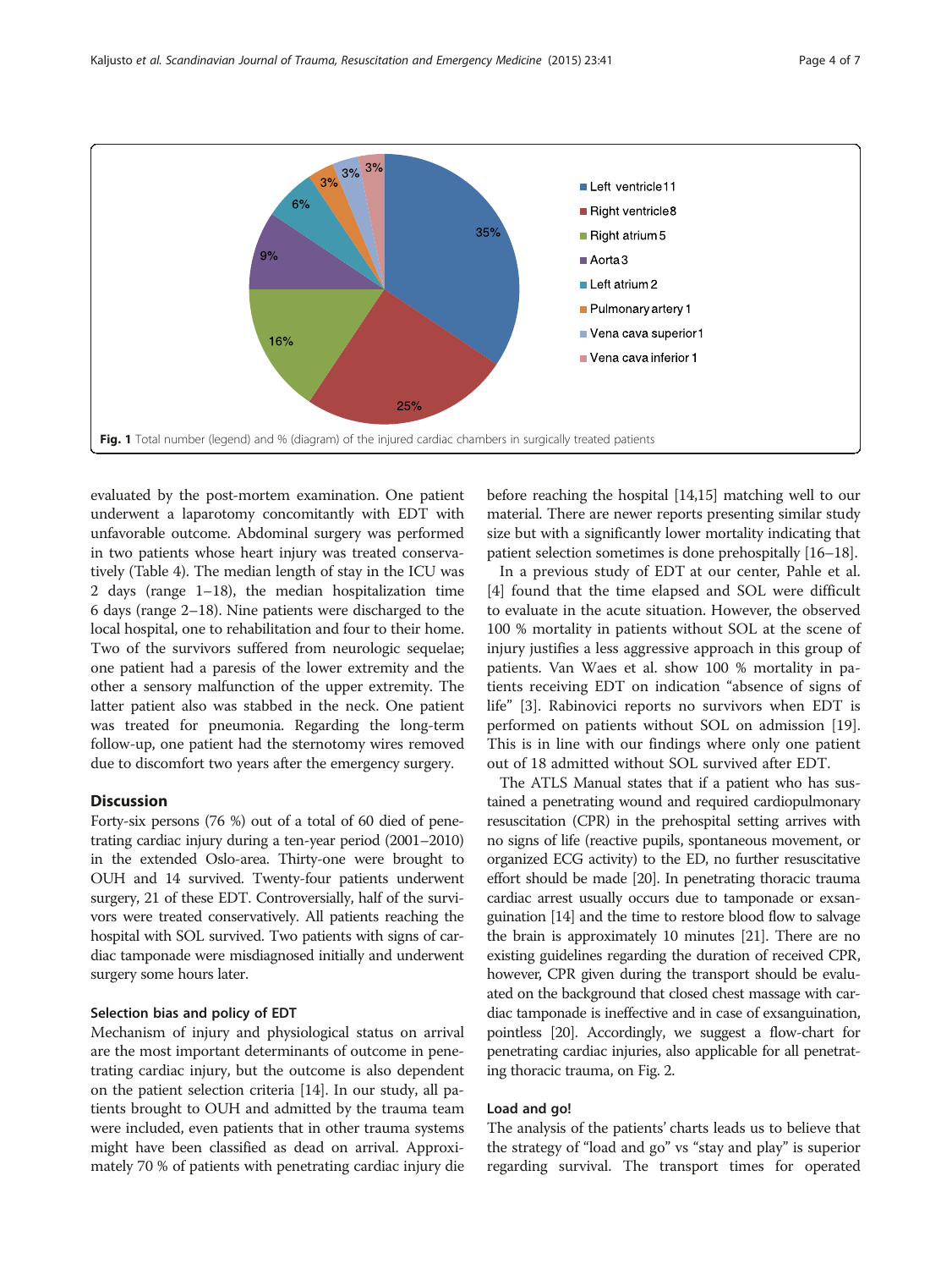Fig. 1 Total number (legend) and % (diagram) of the injured cardiac chambers in surgically treated patients

evaluated by the post-mortem examination. One patient underwent a laparotomy concomitantly with EDT with unfavorable outcome. Abdominal surgery was performed in two patients whose heart injury was treated conservatively (Table 4). The median length of stay in the ICU was 2 days (range 1–18), the median hospitalization time 6 days (range 2–18). Nine patients were discharged to the local hospital, one to rehabilitation and four to their home. Two of the survivors suffered from neurologic sequelae; one patient had a paresis of the lower extremity and the other a sensory malfunction of the upper extremity. The latter patient also was stabbed in the neck. One patient was treated for pneumonia. Regarding the long-term follow-up, one patient had the sternotomy wires removed due to discomfort two years after the emergency surgery.

## Discussion

Forty-six persons (76 %) out of a total of 60 died of penetrating cardiac injury during a ten-year period (2001–2010) in the extended Oslo-area. Thirty-one were brought to OUH and 14 survived. Twenty-four patients underwent surgery, 21 of these EDT. Controversially, half of the survivors were treated conservatively. All patients reaching the hospital with SOL survived. Two patients with signs of cardiac tamponade were misdiagnosed initially and underwent surgery some hours later.

### Selection bias and policy of EDT

Mechanism of injury and physiological status on arrival are the most important determinants of outcome in penetrating cardiac injury, but the outcome is also dependent on the patient selection criteria [14]. In our study, all patients brought to OUH and admitted by the trauma team were included, even patients that in other trauma systems might have been classified as dead on arrival. Approximately 70 % of patients with penetrating cardiac injury die before reaching the hospital [14,15] matching well to our material. There are newer reports presenting similar study size but with a significantly lower mortality indicating that patient selection sometimes is done prehospitally [16–18].

In a previous study of EDT at our center, Pahle et al. [4] found that the time elapsed and SOL were difficult to evaluate in the acute situation. However, the observed 100 % mortality in patients without SOL at the scene of injury justifies a less aggressive approach in this group of patients. Van Waes et al. show 100 % mortality in patients receiving EDT on indication "absence of signs of life" [3]. Rabinovici reports no survivors when EDT is performed on patients without SOL on admission [19]. This is in line with our findings where only one patient out of 18 admitted without SOL survived after EDT.

The ATLS Manual states that if a patient who has sustained a penetrating wound and required cardiopulmonary resuscitation (CPR) in the prehospital setting arrives with no signs of life (reactive pupils, spontaneous movement, or organized ECG activity) to the ED, no further resuscitative effort should be made [20]. In penetrating thoracic trauma cardiac arrest usually occurs due to tamponade or exsanguination [14] and the time to restore blood flow to salvage the brain is approximately 10 minutes [21]. There are no existing guidelines regarding the duration of received CPR, however, CPR given during the transport should be evaluated on the background that closed chest massage with cardiac tamponade is ineffective and in case of exsanguination, pointless [20]. Accordingly, we suggest a flow-chart for penetrating cardiac injuries, also applicable for all penetrating thoracic trauma, on Fig. 2.

### Load and go!

The analysis of the patients' charts leads us to believe that the strategy of "load and go" vs "stay and play" is superior regarding survival. The transport times for operated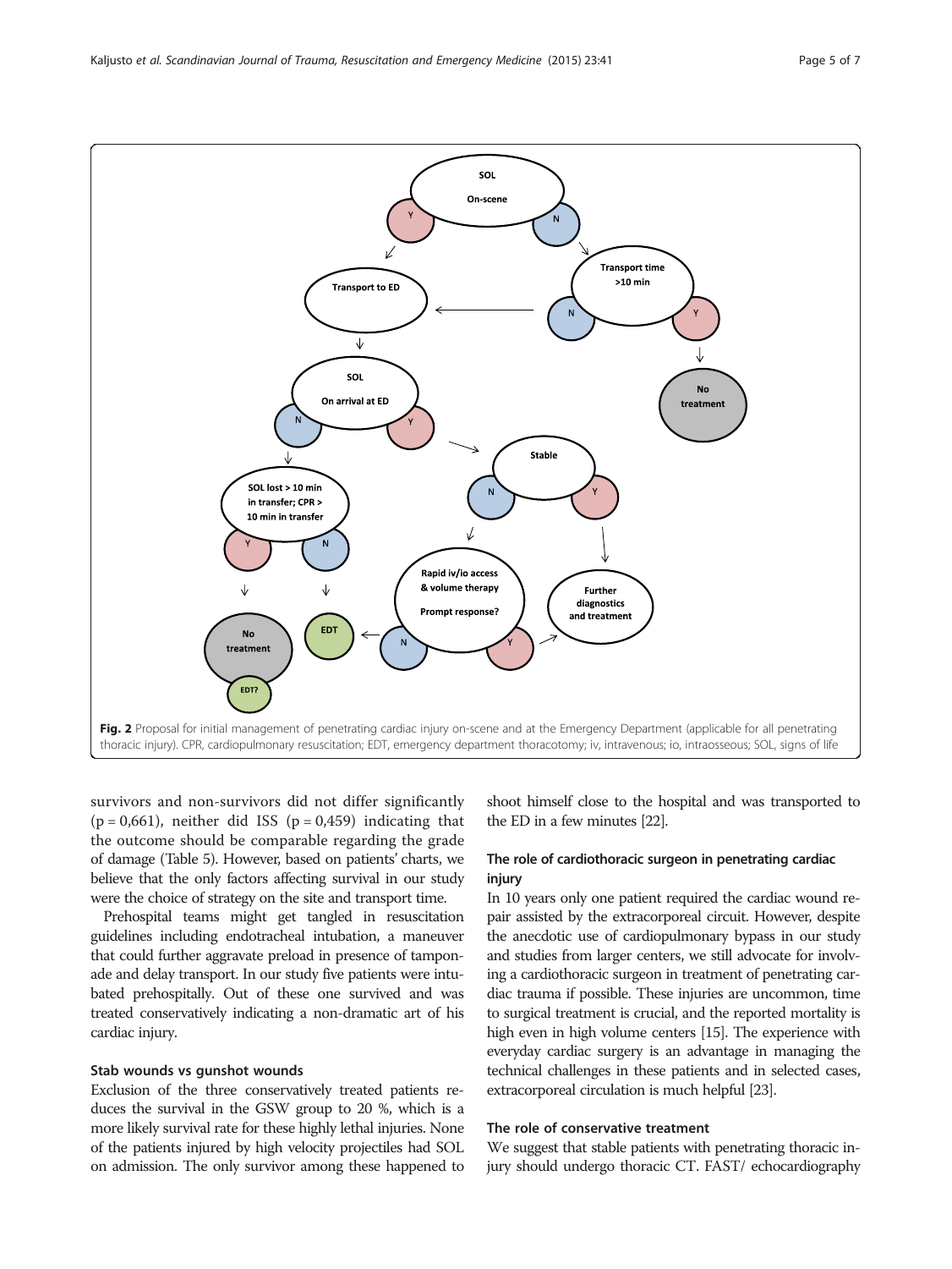Fig. 2 Proposal for initial management of penetrating cardiac injury on-scene and at the Emergency Department (applicable for all penetrating thoracic injury). CPR, cardiopulmonary resuscitation; EDT, emergency department thoracotomy; iv, intravenous; io, intraosseous; SOL, signs of life

survivors and non-survivors did not differ significantly (p = 0,661), neither did ISS (p = 0,459) indicating that the outcome should be comparable regarding the grade of damage (Table 5). However, based on patients' charts, we believe that the only factors affecting survival in our study were the choice of strategy on the site and transport time.

Prehospital teams might get tangled in resuscitation guidelines including endotracheal intubation, a maneuver that could further aggravate preload in presence of tamponade and delay transport. In our study five patients were intubated prehospitally. Out of these one survived and was treated conservatively indicating a non-dramatic art of his cardiac injury.

### Stab wounds vs gunshot wounds

Exclusion of the three conservatively treated patients reduces the survival in the GSW group to 20 %, which is a more likely survival rate for these highly lethal injuries. None of the patients injured by high velocity projectiles had SOL on admission. The only survivor among these happened to shoot himself close to the hospital and was transported to the ED in a few minutes [22].

### The role of cardiothoracic surgeon in penetrating cardiac injury

In 10 years only one patient required the cardiac wound repair assisted by the extracorporeal circuit. However, despite the anecdotic use of cardiopulmonary bypass in our study and studies from larger centers, we still advocate for involving a cardiothoracic surgeon in treatment of penetrating cardiac trauma if possible. These injuries are uncommon, time to surgical treatment is crucial, and the reported mortality is high even in high volume centers [15]. The experience with everyday cardiac surgery is an advantage in managing the technical challenges in these patients and in selected cases, extracorporeal circulation is much helpful [23].

### The role of conservative treatment

We suggest that stable patients with penetrating thoracic injury should undergo thoracic CT. FAST/ echocardiography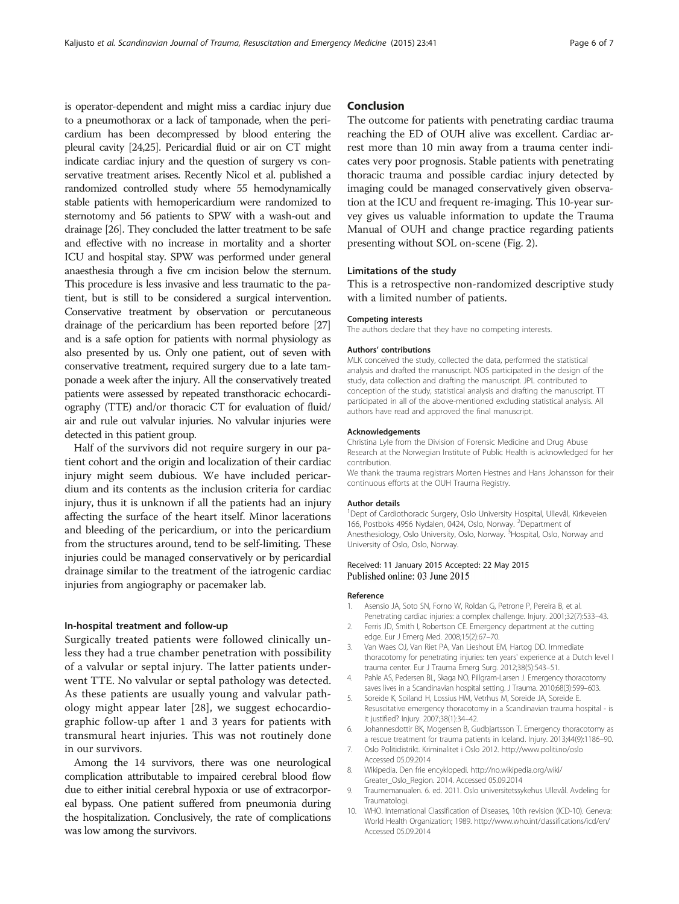is operator-dependent and might miss a cardiac injury due to a pneumothorax or a lack of tamponade, when the pericardium has been decompressed by blood entering the pleural cavity [24,25]. Pericardial fluid or air on CT might indicate cardiac injury and the question of surgery vs conservative treatment arises. Recently Nicol et al. published a randomized controlled study where 55 hemodynamically stable patients with hemopericardium were randomized to sternotomy and 56 patients to SPW with a wash-out and drainage [26]. They concluded the latter treatment to be safe and effective with no increase in mortality and a shorter ICU and hospital stay. SPW was performed under general anaesthesia through a five cm incision below the sternum. This procedure is less invasive and less traumatic to the patient, but is still to be considered a surgical intervention. Conservative treatment by observation or percutaneous drainage of the pericardium has been reported before [27] and is a safe option for patients with normal physiology as also presented by us. Only one patient, out of seven with conservative treatment, required surgery due to a late tamponade a week after the injury. All the conservatively treated patients were assessed by repeated transthoracic echocardiography (TTE) and/or thoracic CT for evaluation of fluid/air and rule out valvular injuries. No valvular injuries were detected in this patient group.

Half of the survivors did not require surgery in our patient cohort and the origin and localization of their cardiac injury might seem dubious. We have included pericardium and its contents as the inclusion criteria for cardiac injury, thus it is unknown if all the patients had an injury affecting the surface of the heart itself. Minor lacerations and bleeding of the pericardium, or into the pericardium from the structures around, tend to be self-limiting. These injuries could be managed conservatively or by pericardial drainage similar to the treatment of the iatrogenic cardiac injuries from angiography or pacemaker lab.

### In-hospital treatment and follow-up

Surgically treated patients were followed clinically unless they had a true chamber penetration with possibility of a valvular or septal injury. The latter patients underwent TTE. No valvular or septal pathology was detected. As these patients are usually young and valvular pathology might appear later [28], we suggest echocardiographic follow-up after 1 and 3 years for patients with transmural heart injuries. This was not routinely done in our survivors.

Among the 14 survivors, there was one neurological complication attributable to impaired cerebral blood flow due to either initial cerebral hypoxia or use of extracorporeal bypass. One patient suffered from pneumonia during the hospitalization. Conclusively, the rate of complications was low among the survivors.

## Conclusion

The outcome for patients with penetrating cardiac trauma reaching the ED of OUH alive was excellent. Cardiac arrest more than 10 min away from a trauma center indicates very poor prognosis. Stable patients with penetrating thoracic trauma and possible cardiac injury detected by imaging could be managed conservatively given observation at the ICU and frequent re-imaging. This 10-year survey gives us valuable information to update the Trauma Manual of OUH and change practice regarding patients presenting without SOL on-scene (Fig. 2).

### Limitations of the study

This is a retrospective non-randomized descriptive study with a limited number of patients.

#### Competing interests

The authors declare that they have no competing interests.

#### Authors' contributions

MLK conceived the study, collected the data, performed the statistical analysis and drafted the manuscript. NOS participated in the design of the study, data collection and drafting the manuscript. JPL contributed to conception of the study, statistical analysis and drafting the manuscript. TT participated in all of the above-mentioned excluding statistical analysis. All authors have read and approved the final manuscript.

#### Acknowledgements

Christina Lyle from the Division of Forensic Medicine and Drug Abuse Research at the Norwegian Institute of Public Health is acknowledged for her contribution.

We thank the trauma registrars Morten Hestnes and Hans Johansson for their continuous efforts at the OUH Trauma Registry.

#### Author details

[1]Dept of Cardiothoracic Surgery, Oslo University Hospital, Ullevål, Kirkeveien 166, Postboks 4956 Nydalen, 0424, Oslo, Norway. [2]Department of Anesthesiology, Oslo University, Oslo, Norway. [3]Hospital, Oslo, Norway and University of Oslo, Oslo, Norway.

Received: 11 January 2015 Accepted: 22 May 2015
Published online: 03 June 2015

#### Reference

1. Asensio JA, Soto SN, Forno W, Roldan G, Petrone P, Pereira B, et al. Penetrating cardiac injuries: a complex challenge. Injury. 2001;32(7):533–43.
2. Ferris JD, Smith I, Robertson CE. Emergency department at the cutting edge. Eur J Emerg Med. 2008;15(2):67–70.
3. Van Waes OJ, Van Riet PA, Van Lieshout EM, Hartog DD. Immediate thoracotomy for penetrating injuries: ten years' experience at a Dutch level I trauma center. Eur J Trauma Emerg Surg. 2012;38(5):543–51.
4. Pahle AS, Pedersen BL, Skaga NO, Pillgram-Larsen J. Emergency thoracotomy saves lives in a Scandinavian hospital setting. J Trauma. 2010;68(3):599–603.
5. Soreide K, Soiland H, Lossius HM, Vetrhus M, Soreide JA, Soreide E. Resuscitative emergency thoracotomy in a Scandinavian trauma hospital - is it justified? Injury. 2007;38(1):34–42.
6. Johannesdottir BK, Mogensen B, Gudbjartsson T. Emergency thoracotomy as a rescue treatment for trauma patients in Iceland. Injury. 2013;44(9):1186–90.
7. Oslo Politidistrikt. Kriminalitet i Oslo 2012. http://www.politi.no/oslo Accessed 05.09.2014
8. Wikipedia. Den frie encyklopedi. http://no.wikipedia.org/wiki/Greater_Oslo_Region. 2014. Accessed 05.09.2014
9. Traumemanualen. 6. ed. 2011. Oslo universitetssykehus Ullevål. Avdeling for Traumatologi.
10. WHO. International Classification of Diseases, 10th revision (ICD-10). Geneva: World Health Organization; 1989. http://www.who.int/classifications/icd/en/ Accessed 05.09.2014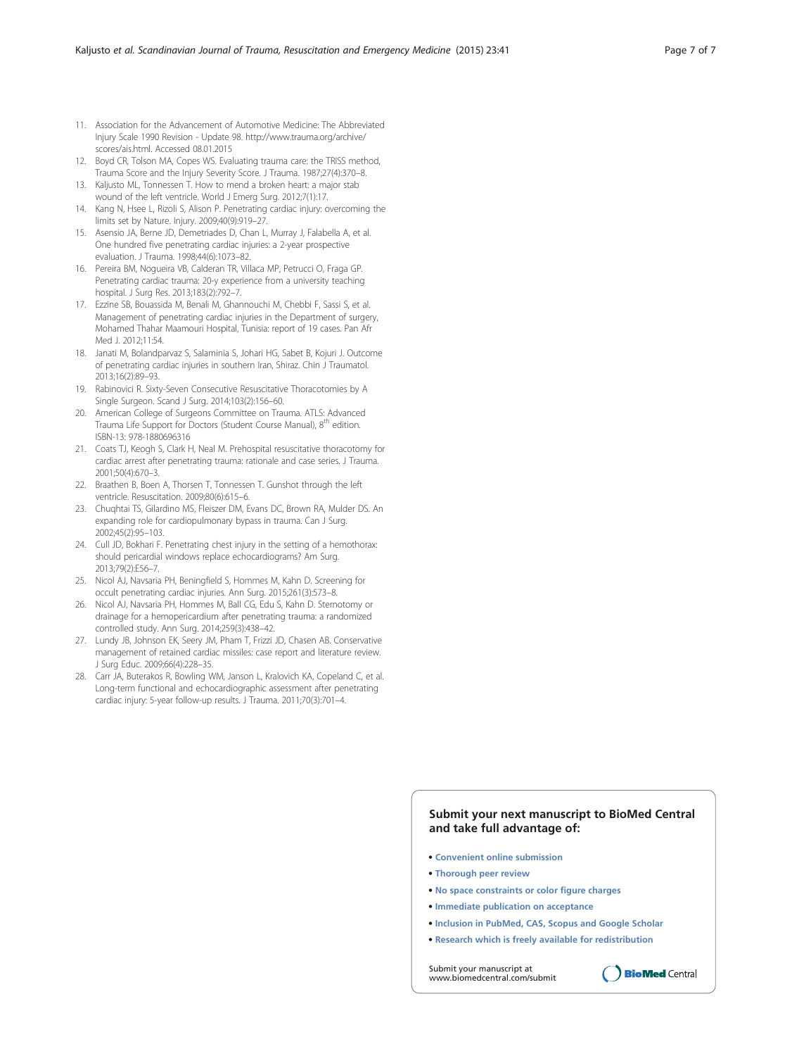11. Association for the Advancement of Automotive Medicine: The Abbreviated Injury Scale 1990 Revision - Update 98. http://www.trauma.org/archive/scores/ais.html. Accessed 08.01.2015
12. Boyd CR, Tolson MA, Copes WS. Evaluating trauma care: the TRISS method, Trauma Score and the Injury Severity Score. J Trauma. 1987;27(4):370–8.
13. Kaljusto ML, Tonnessen T. How to mend a broken heart: a major stab wound of the left ventricle. World J Emerg Surg. 2012;7(1):17.
14. Kang N, Hsee L, Rizoli S, Alison P. Penetrating cardiac injury: overcoming the limits set by Nature. Injury. 2009;40(9):919–27.
15. Asensio JA, Berne JD, Demetriades D, Chan L, Murray J, Falabella A, et al. One hundred five penetrating cardiac injuries: a 2-year prospective evaluation. J Trauma. 1998;44(6):1073–82.
16. Pereira BM, Nogueira VB, Calderan TR, Villaca MP, Petrucci O, Fraga GP. Penetrating cardiac trauma: 20-y experience from a university teaching hospital. J Surg Res. 2013;183(2):792–7.
17. Ezzine SB, Bouassida M, Benali M, Ghannouchi M, Chebbi F, Sassi S, et al. Management of penetrating cardiac injuries in the Department of surgery, Mohamed Thahar Maamouri Hospital, Tunisia: report of 19 cases. Pan Afr Med J. 2012;11:54.
18. Janati M, Bolandparvaz S, Salaminia S, Johari HG, Sabet B, Kojuri J. Outcome of penetrating cardiac injuries in southern Iran, Shiraz. Chin J Traumatol. 2013;16(2):89–93.
19. Rabinovici R. Sixty-Seven Consecutive Resuscitative Thoracotomies by A Single Surgeon. Scand J Surg. 2014;103(2):156–60.
20. American College of Surgeons Committee on Trauma. ATLS: Advanced Trauma Life Support for Doctors (Student Course Manual), 8th edition. ISBN-13: 978-1880696316
21. Coats TJ, Keogh S, Clark H, Neal M. Prehospital resuscitative thoracotomy for cardiac arrest after penetrating trauma: rationale and case series. J Trauma. 2001;50(4):670–3.
22. Braathen B, Boen A, Thorsen T, Tonnessen T. Gunshot through the left ventricle. Resuscitation. 2009;80(6):615–6.
23. Chughtai TS, Gilardino MS, Fleiszer DM, Evans DC, Brown RA, Mulder DS. An expanding role for cardiopulmonary bypass in trauma. Can J Surg. 2002;45(2):95–103.
24. Cull JD, Bokhari F. Penetrating chest injury in the setting of a hemothorax: should pericardial windows replace echocardiograms? Am Surg. 2013;79(2):E56–7.
25. Nicol AJ, Navsaria PH, Beningfield S, Hommes M, Kahn D. Screening for occult penetrating cardiac injuries. Ann Surg. 2015;261(3):573–8.
26. Nicol AJ, Navsaria PH, Hommes M, Ball CG, Edu S, Kahn D. Sternotomy or drainage for a hemopericardium after penetrating trauma: a randomized controlled study. Ann Surg. 2014;259(3):438–42.
27. Lundy JB, Johnson EK, Seery JM, Pham T, Frizzi JD, Chasen AB. Conservative management of retained cardiac missiles: case report and literature review. J Surg Educ. 2009;66(4):228–35.
28. Carr JA, Buterakos R, Bowling WM, Janson L, Kralovich KA, Copeland C, et al. Long-term functional and echocardiographic assessment after penetrating cardiac injury: 5-year follow-up results. J Trauma. 2011;70(3):701–4.

**Submit your next manuscript to BioMed Central and take full advantage of:**

- **Convenient online submission**
- **Thorough peer review**
- **No space constraints or color figure charges**
- **Immediate publication on acceptance**
- **Inclusion in PubMed, CAS, Scopus and Google Scholar**
- **Research which is freely available for redistribution**

Submit your manuscript at
www.biomedcentral.com/submit

BioMed Central